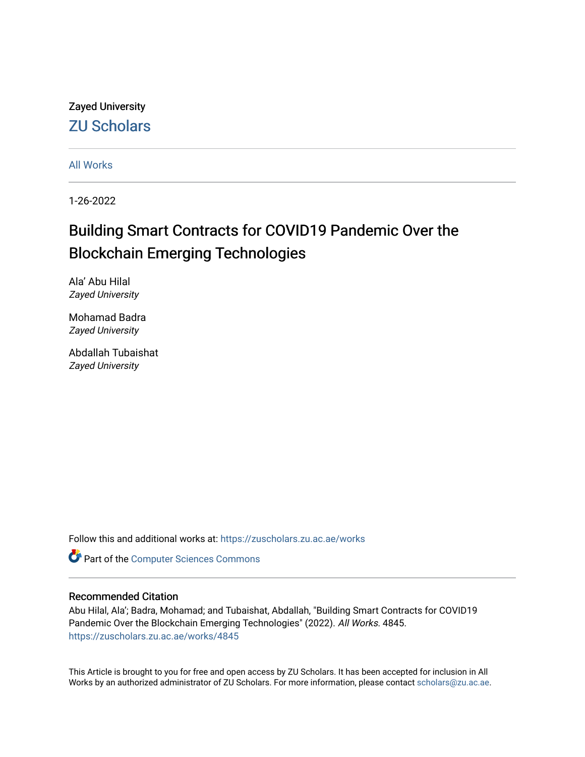Zayed University

## ZU Scholars

All Works

1-26-2022

# Building Smart Contracts for COVID19 Pandemic Over the Blockchain Emerging Technologies

Ala' Abu Hilal
*Zayed University*

Mohamad Badra
*Zayed University*

Abdallah Tubaishat
*Zayed University*

Follow this and additional works at: https://zuscholars.zu.ac.ae/works

Part of the Computer Sciences Commons

### Recommended Citation

Abu Hilal, Ala'; Badra, Mohamad; and Tubaishat, Abdallah, "Building Smart Contracts for COVID19 Pandemic Over the Blockchain Emerging Technologies" (2022). *All Works*. 4845.
https://zuscholars.zu.ac.ae/works/4845

This Article is brought to you for free and open access by ZU Scholars. It has been accepted for inclusion in All Works by an authorized administrator of ZU Scholars. For more information, please contact scholars@zu.ac.ae.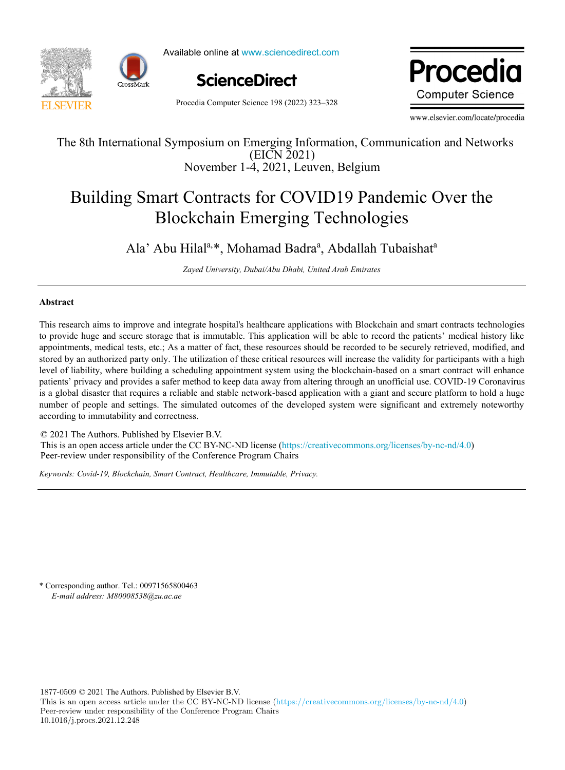The 8th International Symposium on Emerging Information, Communication and Networks (EICN 2021)
November 1-4, 2021, Leuven, Belgium

# Building Smart Contracts for COVID19 Pandemic Over the Blockchain Emerging Technologies

Ala' Abu Hilal[a,*], Mohamad Badra[a], Abdallah Tubaishat[a]

*Zayed University, Dubai/Abu Dhabi, United Arab Emirates*

---

## Abstract

This research aims to improve and integrate hospital's healthcare applications with Blockchain and smart contracts technologies to provide huge and secure storage that is immutable. This application will be able to record the patients' medical history like appointments, medical tests, etc.; As a matter of fact, these resources should be recorded to be securely retrieved, modified, and stored by an authorized party only. The utilization of these critical resources will increase the validity for participants with a high level of liability, where building a scheduling appointment system using the blockchain-based on a smart contract will enhance patients' privacy and provides a safer method to keep data away from altering through an unofficial use. COVID-19 Coronavirus is a global disaster that requires a reliable and stable network-based application with a giant and secure platform to hold a huge number of people and settings. The simulated outcomes of the developed system were significant and extremely noteworthy according to immutability and correctness.

© 2021 The Authors. Published by Elsevier B.V.
This is an open access article under the CC BY-NC-ND license (https://creativecommons.org/licenses/by-nc-nd/4.0)
Peer-review under responsibility of the Conference Program Chairs

*Keywords:* *Covid-19, Blockchain, Smart Contract, Healthcare, Immutable, Privacy.*

---

\* Corresponding author. Tel.: 00971565800463
*E-mail address: M80008538@zu.ac.ae*

1877-0509 © 2021 The Authors. Published by Elsevier B.V.
This is an open access article under the CC BY-NC-ND license (https://creativecommons.org/licenses/by-nc-nd/4.0)
Peer-review under responsibility of the Conference Program Chairs
10.1016/j.procs.2021.12.248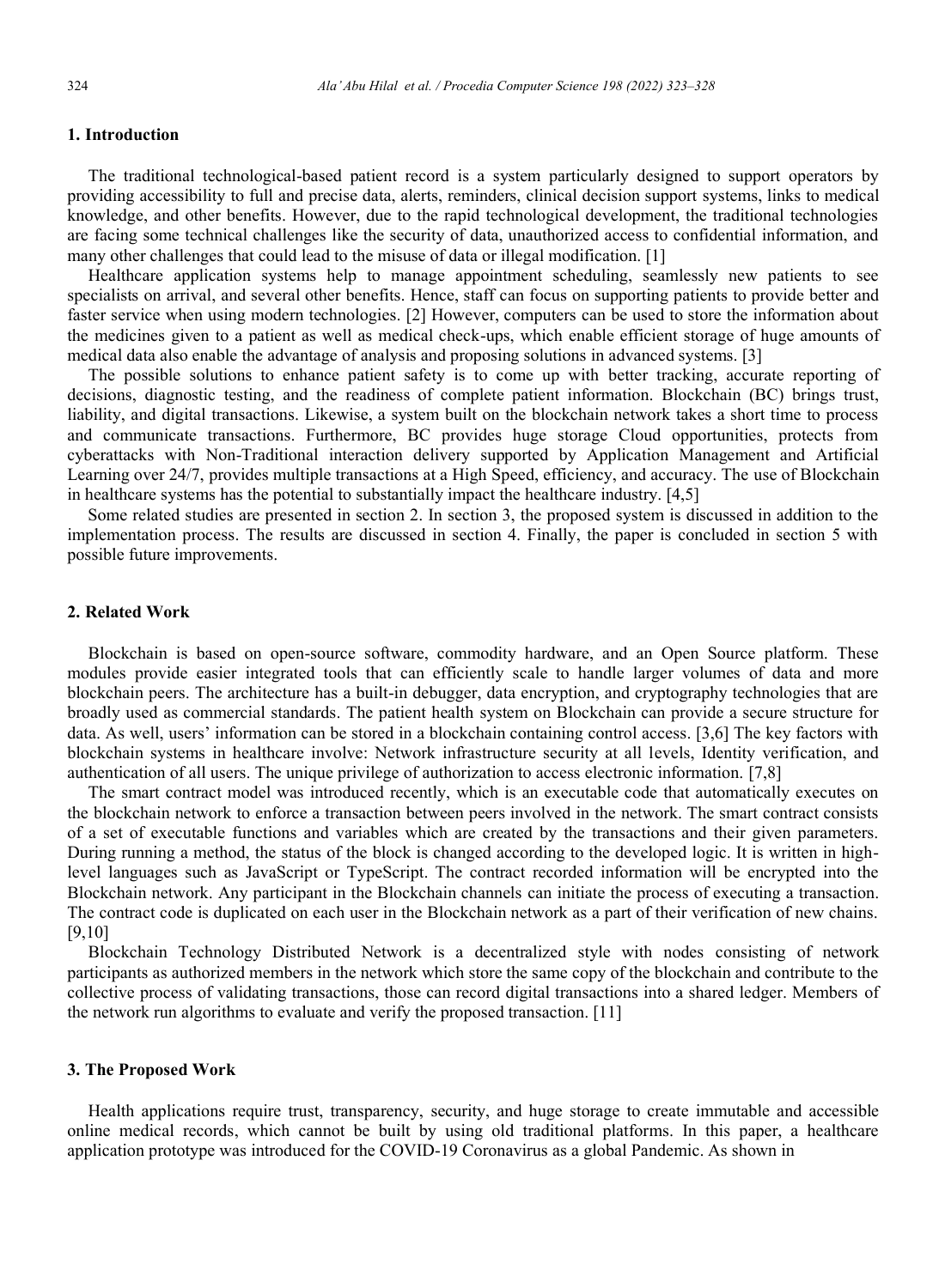## 1. Introduction

The traditional technological-based patient record is a system particularly designed to support operators by providing accessibility to full and precise data, alerts, reminders, clinical decision support systems, links to medical knowledge, and other benefits. However, due to the rapid technological development, the traditional technologies are facing some technical challenges like the security of data, unauthorized access to confidential information, and many other challenges that could lead to the misuse of data or illegal modification. [1]

Healthcare application systems help to manage appointment scheduling, seamlessly new patients to see specialists on arrival, and several other benefits. Hence, staff can focus on supporting patients to provide better and faster service when using modern technologies. [2] However, computers can be used to store the information about the medicines given to a patient as well as medical check-ups, which enable efficient storage of huge amounts of medical data also enable the advantage of analysis and proposing solutions in advanced systems. [3]

The possible solutions to enhance patient safety is to come up with better tracking, accurate reporting of decisions, diagnostic testing, and the readiness of complete patient information. Blockchain (BC) brings trust, liability, and digital transactions. Likewise, a system built on the blockchain network takes a short time to process and communicate transactions. Furthermore, BC provides huge storage Cloud opportunities, protects from cyberattacks with Non-Traditional interaction delivery supported by Application Management and Artificial Learning over 24/7, provides multiple transactions at a High Speed, efficiency, and accuracy. The use of Blockchain in healthcare systems has the potential to substantially impact the healthcare industry. [4,5]

Some related studies are presented in section 2. In section 3, the proposed system is discussed in addition to the implementation process. The results are discussed in section 4. Finally, the paper is concluded in section 5 with possible future improvements.

## 2. Related Work

Blockchain is based on open-source software, commodity hardware, and an Open Source platform. These modules provide easier integrated tools that can efficiently scale to handle larger volumes of data and more blockchain peers. The architecture has a built-in debugger, data encryption, and cryptography technologies that are broadly used as commercial standards. The patient health system on Blockchain can provide a secure structure for data. As well, users' information can be stored in a blockchain containing control access. [3,6] The key factors with blockchain systems in healthcare involve: Network infrastructure security at all levels, Identity verification, and authentication of all users. The unique privilege of authorization to access electronic information. [7,8]

The smart contract model was introduced recently, which is an executable code that automatically executes on the blockchain network to enforce a transaction between peers involved in the network. The smart contract consists of a set of executable functions and variables which are created by the transactions and their given parameters. During running a method, the status of the block is changed according to the developed logic. It is written in high-level languages such as JavaScript or TypeScript. The contract recorded information will be encrypted into the Blockchain network. Any participant in the Blockchain channels can initiate the process of executing a transaction. The contract code is duplicated on each user in the Blockchain network as a part of their verification of new chains. [9,10]

Blockchain Technology Distributed Network is a decentralized style with nodes consisting of network participants as authorized members in the network which store the same copy of the blockchain and contribute to the collective process of validating transactions, those can record digital transactions into a shared ledger. Members of the network run algorithms to evaluate and verify the proposed transaction. [11]

## 3. The Proposed Work

Health applications require trust, transparency, security, and huge storage to create immutable and accessible online medical records, which cannot be built by using old traditional platforms. In this paper, a healthcare application prototype was introduced for the COVID-19 Coronavirus as a global Pandemic. As shown in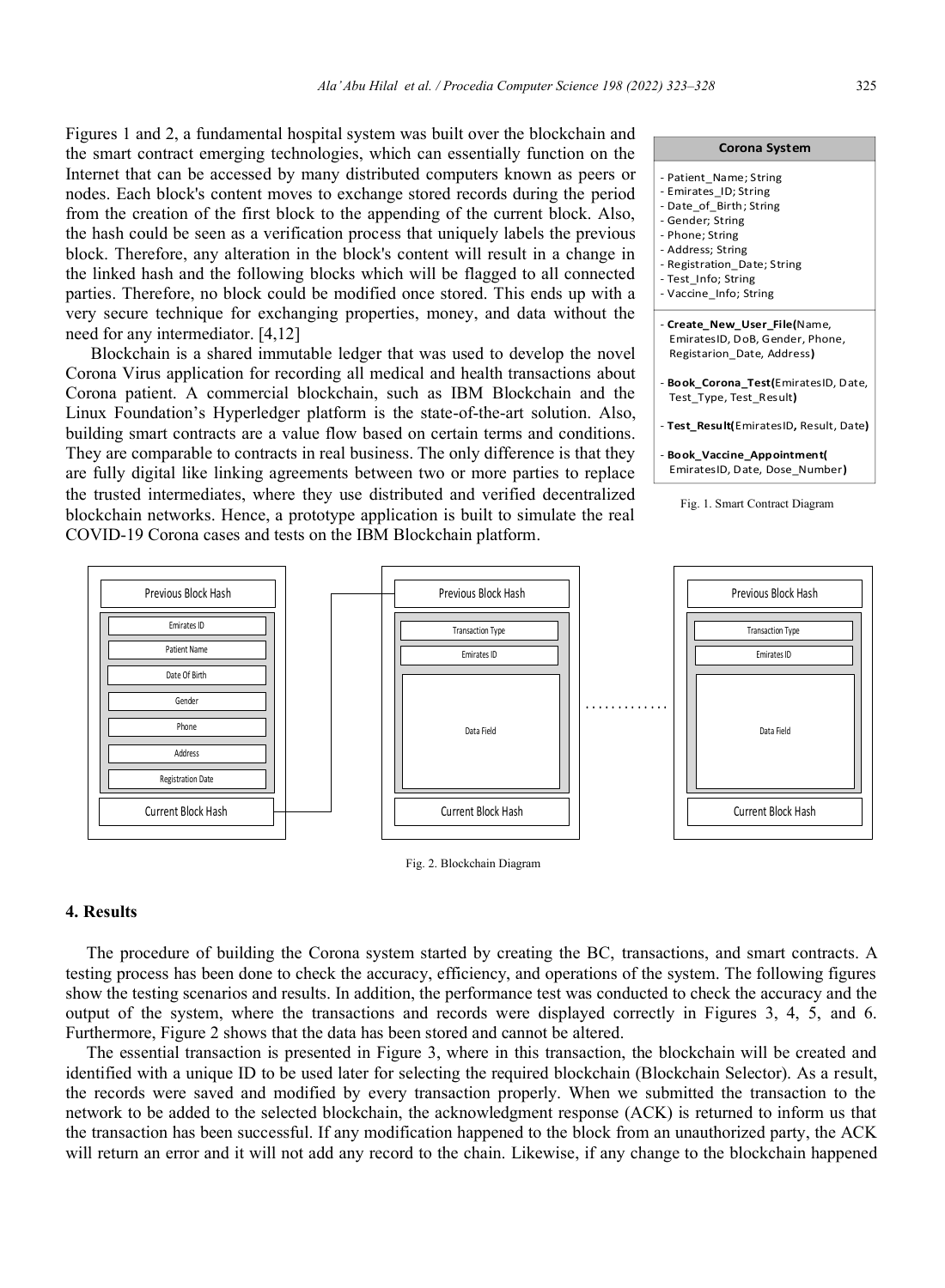Figures 1 and 2, a fundamental hospital system was built over the blockchain and the smart contract emerging technologies, which can essentially function on the Internet that can be accessed by many distributed computers known as peers or nodes. Each block's content moves to exchange stored records during the period from the creation of the first block to the appending of the current block. Also, the hash could be seen as a verification process that uniquely labels the previous block. Therefore, any alteration in the block's content will result in a change in the linked hash and the following blocks which will be flagged to all connected parties. Therefore, no block could be modified once stored. This ends up with a very secure technique for exchanging properties, money, and data without the need for any intermediator. [4,12]

Blockchain is a shared immutable ledger that was used to develop the novel Corona Virus application for recording all medical and health transactions about Corona patient. A commercial blockchain, such as IBM Blockchain and the Linux Foundation's Hyperledger platform is the state-of-the-art solution. Also, building smart contracts are a value flow based on certain terms and conditions. They are comparable to contracts in real business. The only difference is that they are fully digital like linking agreements between two or more parties to replace the trusted intermediates, where they use distributed and verified decentralized blockchain networks. Hence, a prototype application is built to simulate the real COVID-19 Corona cases and tests on the IBM Blockchain platform.

| **Corona System** |
|---|
| - Patient_Name; String<br>- Emirates_ID; String<br>- Date_of_Birth; String<br>- Gender; String<br>- Phone; String<br>- Address; String<br>- Registration_Date; String<br>- Test_Info; String<br>- Vaccine_Info; String |
| - **Create_New_User_File(**Name, EmiratesID, DoB, Gender, Phone, Registarion_Date, Address**)**<br>- **Book_Corona_Test(**EmiratesID, Date, Test_Type, Test_Result**)**<br>- **Test_Result(**EmiratesID**,** Result, Date**)**<br>- **Book_Vaccine_Appointment(** EmiratesID, Date, Dose_Number**)** |

Fig. 1. Smart Contract Diagram

| Block 1 | Block 2 | ... | Block N |
|---|---|---|---|
| Previous Block Hash | Previous Block Hash | | Previous Block Hash |
| Emirates ID | Transaction Type | | Transaction Type |
| Patient Name | Emirates ID | | Emirates ID |
| Date Of Birth | Data Field | | Data Field |
| Gender | | | |
| Phone | | | |
| Address | | | |
| Registration Date | | | |
| Current Block Hash | Current Block Hash | | Current Block Hash |

Fig. 2. Blockchain Diagram

## 4. Results

The procedure of building the Corona system started by creating the BC, transactions, and smart contracts. A testing process has been done to check the accuracy, efficiency, and operations of the system. The following figures show the testing scenarios and results. In addition, the performance test was conducted to check the accuracy and the output of the system, where the transactions and records were displayed correctly in Figures 3, 4, 5, and 6. Furthermore, Figure 2 shows that the data has been stored and cannot be altered.

The essential transaction is presented in Figure 3, where in this transaction, the blockchain will be created and identified with a unique ID to be used later for selecting the required blockchain (Blockchain Selector). As a result, the records were saved and modified by every transaction properly. When we submitted the transaction to the network to be added to the selected blockchain, the acknowledgment response (ACK) is returned to inform us that the transaction has been successful. If any modification happened to the block from an unauthorized party, the ACK will return an error and it will not add any record to the chain. Likewise, if any change to the blockchain happened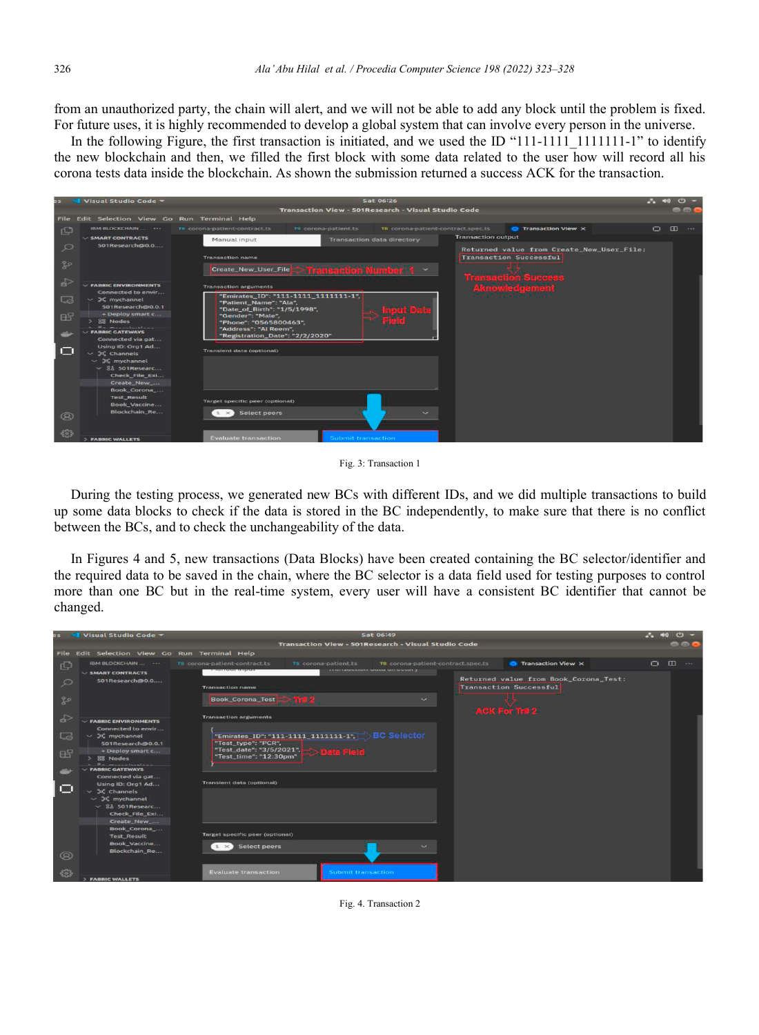from an unauthorized party, the chain will alert, and we will not be able to add any block until the problem is fixed. For future uses, it is highly recommended to develop a global system that can involve every person in the universe.

In the following Figure, the first transaction is initiated, and we used the ID "111-1111_1111111-1" to identify the new blockchain and then, we filled the first block with some data related to the user how will record all his corona tests data inside the blockchain. As shown the submission returned a success ACK for the transaction.

Fig. 3: Transaction 1

During the testing process, we generated new BCs with different IDs, and we did multiple transactions to build up some data blocks to check if the data is stored in the BC independently, to make sure that there is no conflict between the BCs, and to check the unchangeability of the data.

In Figures 4 and 5, new transactions (Data Blocks) have been created containing the BC selector/identifier and the required data to be saved in the chain, where the BC selector is a data field used for testing purposes to control more than one BC but in the real-time system, every user will have a consistent BC identifier that cannot be changed.

Fig. 4. Transaction 2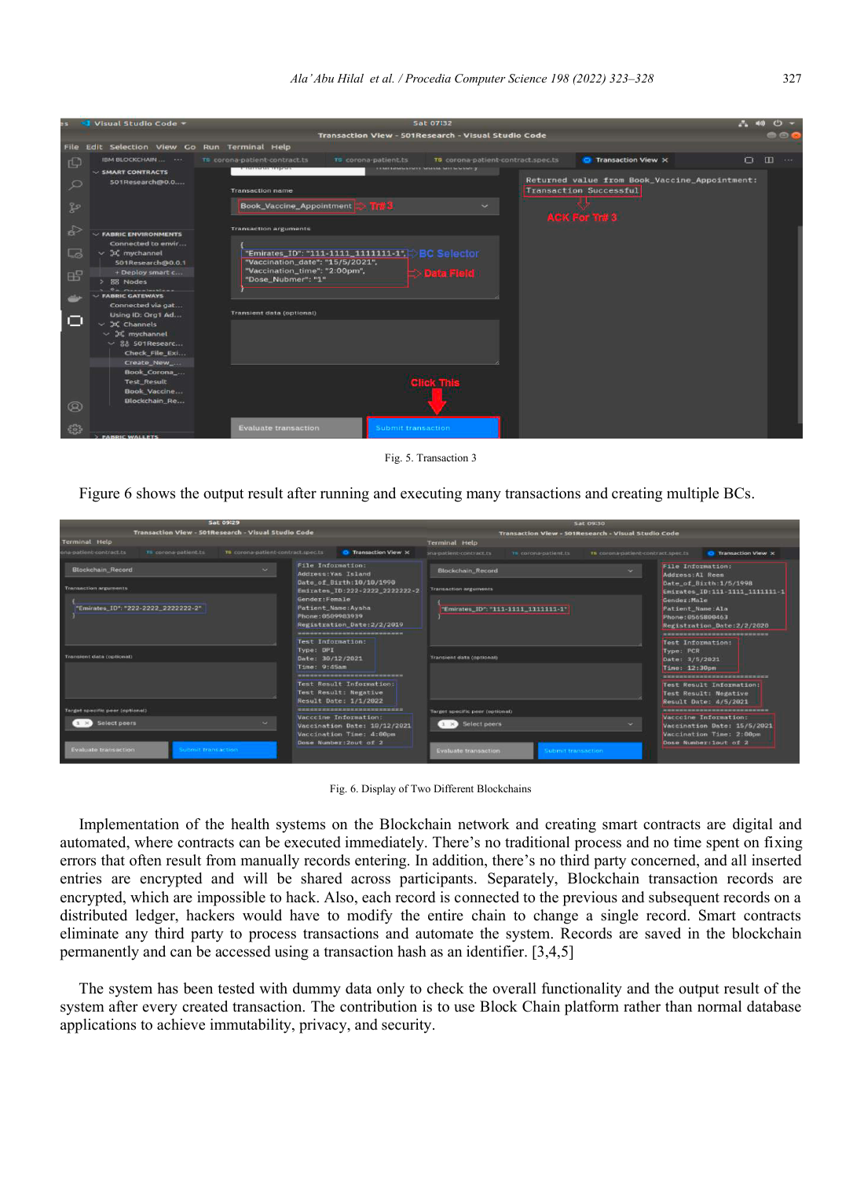Fig. 5. Transaction 3

Figure 6 shows the output result after running and executing many transactions and creating multiple BCs.

Fig. 6. Display of Two Different Blockchains

Implementation of the health systems on the Blockchain network and creating smart contracts are digital and automated, where contracts can be executed immediately. There's no traditional process and no time spent on fixing errors that often result from manually records entering. In addition, there's no third party concerned, and all inserted entries are encrypted and will be shared across participants. Separately, Blockchain transaction records are encrypted, which are impossible to hack. Also, each record is connected to the previous and subsequent records on a distributed ledger, hackers would have to modify the entire chain to change a single record. Smart contracts eliminate any third party to process transactions and automate the system. Records are saved in the blockchain permanently and can be accessed using a transaction hash as an identifier. [3,4,5]

The system has been tested with dummy data only to check the overall functionality and the output result of the system after every created transaction. The contribution is to use Block Chain platform rather than normal database applications to achieve immutability, privacy, and security.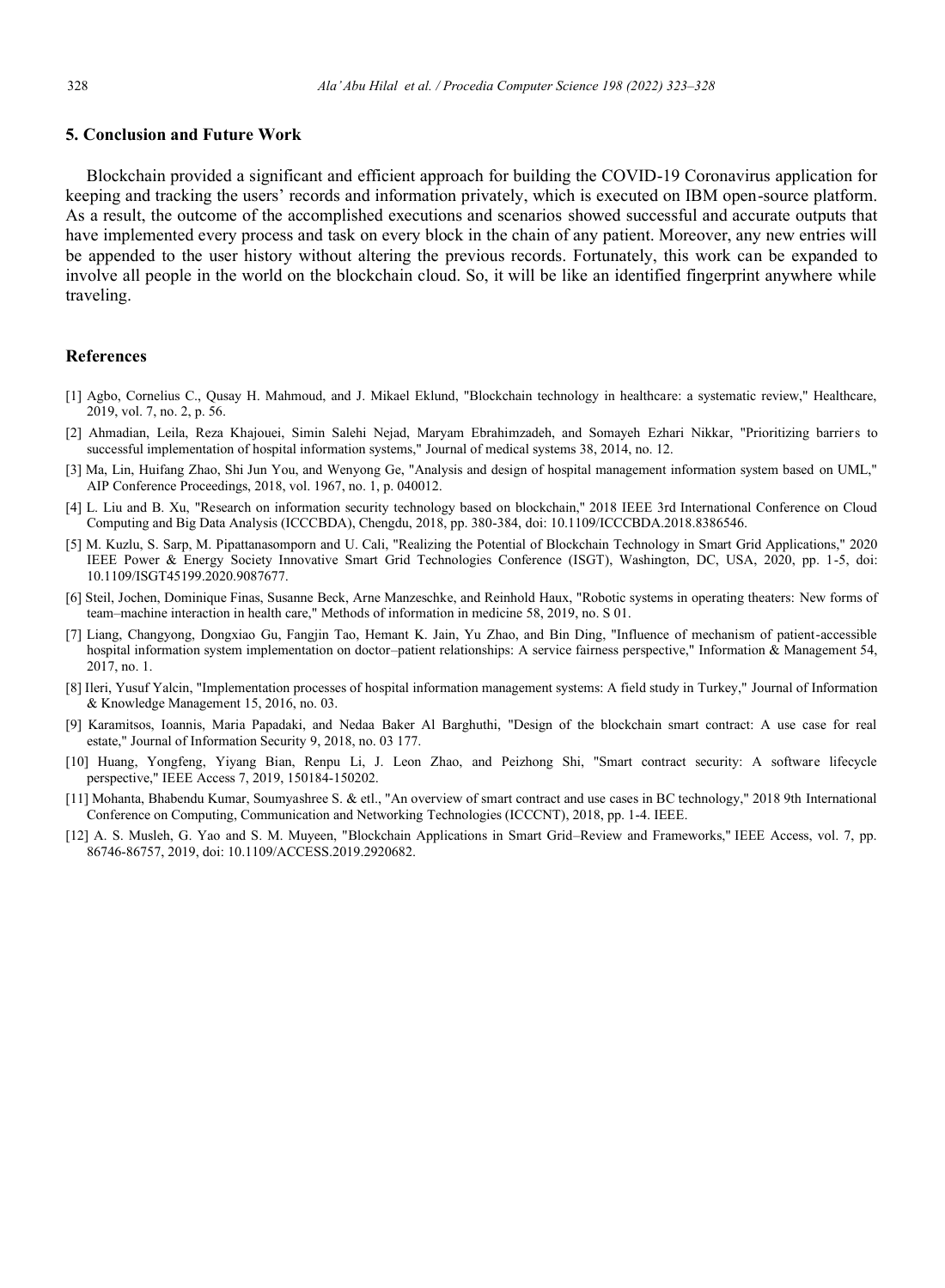## 5. Conclusion and Future Work

Blockchain provided a significant and efficient approach for building the COVID-19 Coronavirus application for keeping and tracking the users' records and information privately, which is executed on IBM open-source platform. As a result, the outcome of the accomplished executions and scenarios showed successful and accurate outputs that have implemented every process and task on every block in the chain of any patient. Moreover, any new entries will be appended to the user history without altering the previous records. Fortunately, this work can be expanded to involve all people in the world on the blockchain cloud. So, it will be like an identified fingerprint anywhere while traveling.

## References

[1] Agbo, Cornelius C., Qusay H. Mahmoud, and J. Mikael Eklund, "Blockchain technology in healthcare: a systematic review," Healthcare, 2019, vol. 7, no. 2, p. 56.

[2] Ahmadian, Leila, Reza Khajouei, Simin Salehi Nejad, Maryam Ebrahimzadeh, and Somayeh Ezhari Nikkar, "Prioritizing barriers to successful implementation of hospital information systems," Journal of medical systems 38, 2014, no. 12.

[3] Ma, Lin, Huifang Zhao, Shi Jun You, and Wenyong Ge, "Analysis and design of hospital management information system based on UML," AIP Conference Proceedings, 2018, vol. 1967, no. 1, p. 040012.

[4] L. Liu and B. Xu, "Research on information security technology based on blockchain," 2018 IEEE 3rd International Conference on Cloud Computing and Big Data Analysis (ICCCBDA), Chengdu, 2018, pp. 380-384, doi: 10.1109/ICCCBDA.2018.8386546.

[5] M. Kuzlu, S. Sarp, M. Pipattanasomporn and U. Cali, "Realizing the Potential of Blockchain Technology in Smart Grid Applications," 2020 IEEE Power & Energy Society Innovative Smart Grid Technologies Conference (ISGT), Washington, DC, USA, 2020, pp. 1-5, doi: 10.1109/ISGT45199.2020.9087677.

[6] Steil, Jochen, Dominique Finas, Susanne Beck, Arne Manzeschke, and Reinhold Haux, "Robotic systems in operating theaters: New forms of team–machine interaction in health care," Methods of information in medicine 58, 2019, no. S 01.

[7] Liang, Changyong, Dongxiao Gu, Fangjin Tao, Hemant K. Jain, Yu Zhao, and Bin Ding, "Influence of mechanism of patient-accessible hospital information system implementation on doctor–patient relationships: A service fairness perspective," Information & Management 54, 2017, no. 1.

[8] Ileri, Yusuf Yalcin, "Implementation processes of hospital information management systems: A field study in Turkey," Journal of Information & Knowledge Management 15, 2016, no. 03.

[9] Karamitsos, Ioannis, Maria Papadaki, and Nedaa Baker Al Barghuthi, "Design of the blockchain smart contract: A use case for real estate," Journal of Information Security 9, 2018, no. 03 177.

[10] Huang, Yongfeng, Yiyang Bian, Renpu Li, J. Leon Zhao, and Peizhong Shi, "Smart contract security: A software lifecycle perspective," IEEE Access 7, 2019, 150184-150202.

[11] Mohanta, Bhabendu Kumar, Soumyashree S. & etl., "An overview of smart contract and use cases in BC technology," 2018 9th International Conference on Computing, Communication and Networking Technologies (ICCCNT), 2018, pp. 1-4. IEEE.

[12] A. S. Musleh, G. Yao and S. M. Muyeen, "Blockchain Applications in Smart Grid–Review and Frameworks," IEEE Access, vol. 7, pp. 86746-86757, 2019, doi: 10.1109/ACCESS.2019.2920682.